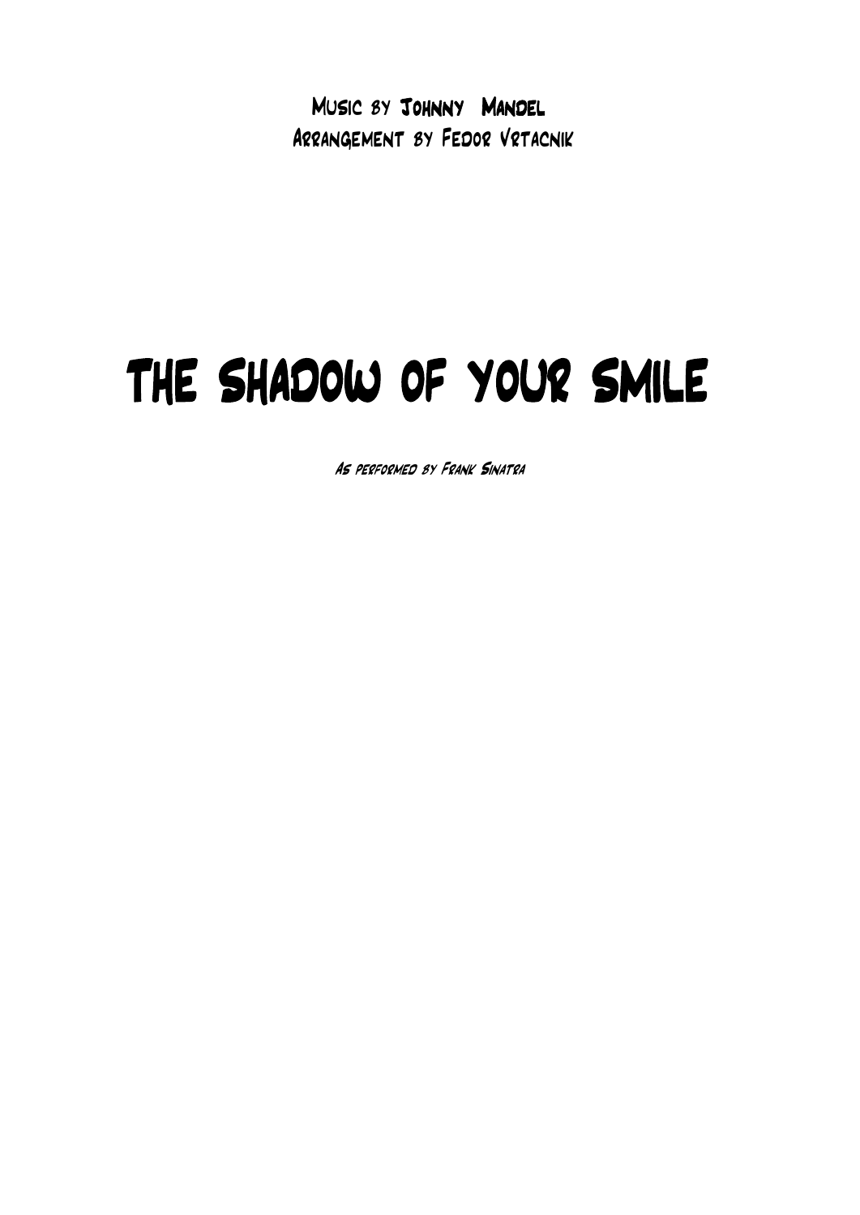Music by Johnny Mandel
Arrangement by Fedor Vrtacnik

# The Shadow of Your Smile

*As performed by Frank Sinatra*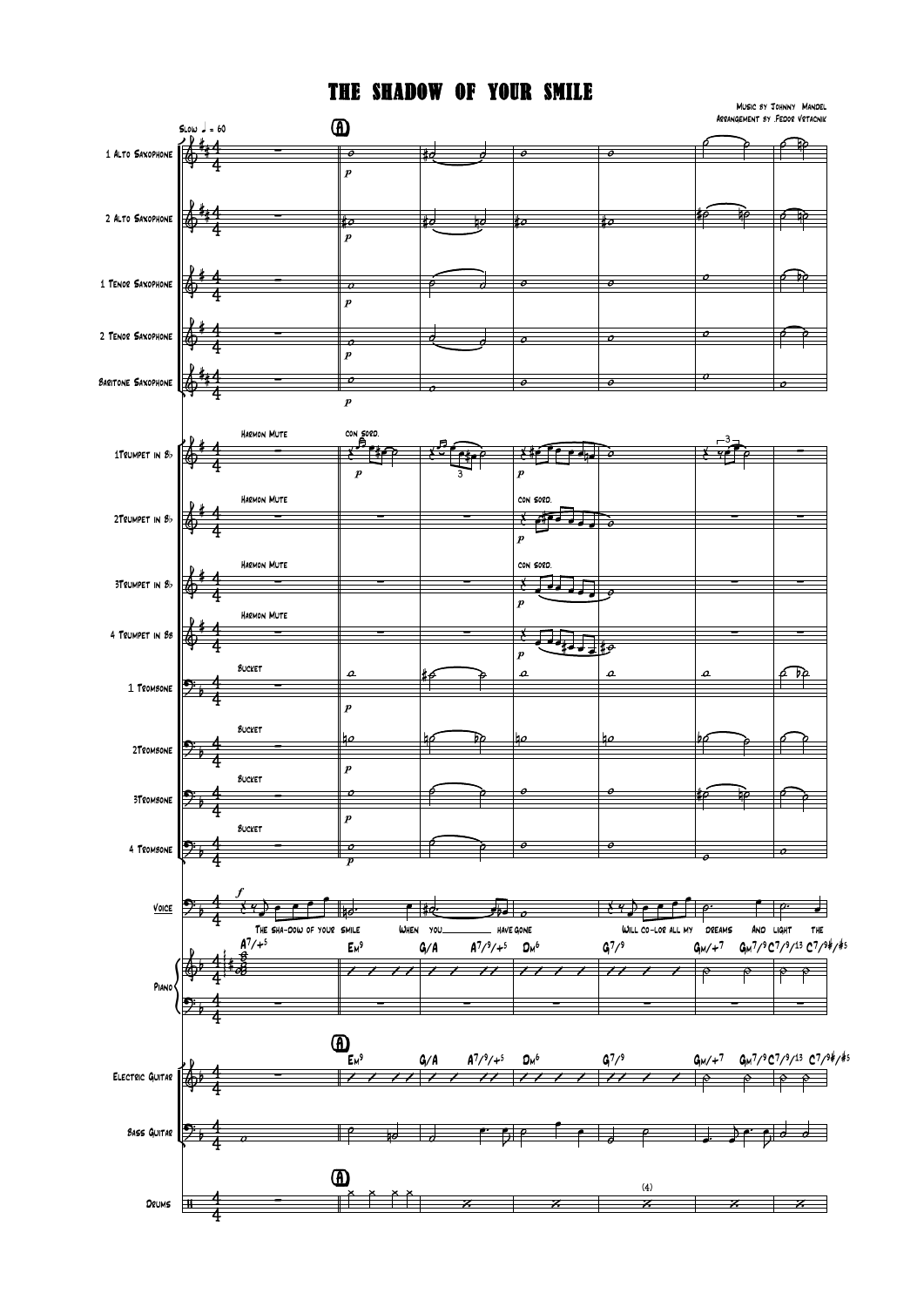# THE SHADOW OF YOUR SMILE

Music by Johnny Mandel
Arrangement by Fedor Vrtacnik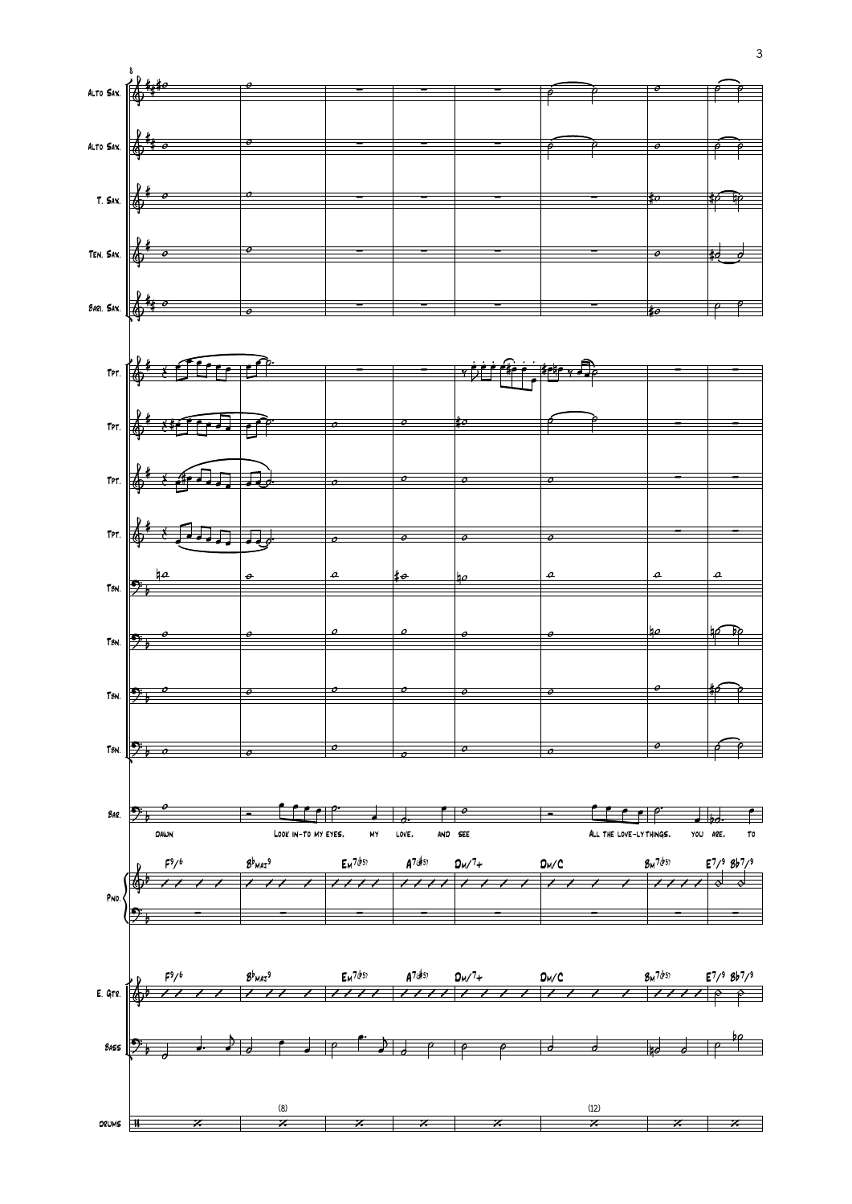ALTO SAX.
ALTO SAX.
T. SAX.
TEN. SAX.
BARI. SAX.
TPT.
TPT.
TPT.
TPT.
TBN.
TBN.
TBN.
TBN.
BAR.

DAWN LOOK IN-TO MY EYES. MY LOVE. AND SEE ALL THE LOVE-LY THINGS. YOU ARE. TO

PNO.

$F^{9/6}$ $B^{\flat}MA7^{9}$ $EM^{7(\flat5)}$ $A^{7(\sharp5)}$ $DM/^{7}+$ DM/C $BM^{7(\flat5)}$ $E^{7/9}$ $B\flat^{7/9}$

E. GTR.

$F^{9/6}$ $B^{\flat}MA7^{9}$ $EM^{7(\flat5)}$ $A^{7(\sharp5)}$ $DM/^{7}+$ DM/C $BM^{7(\flat5)}$ $E^{7/9}$ $B\flat^{7/9}$

BASS

DRUMS

(8) (12)